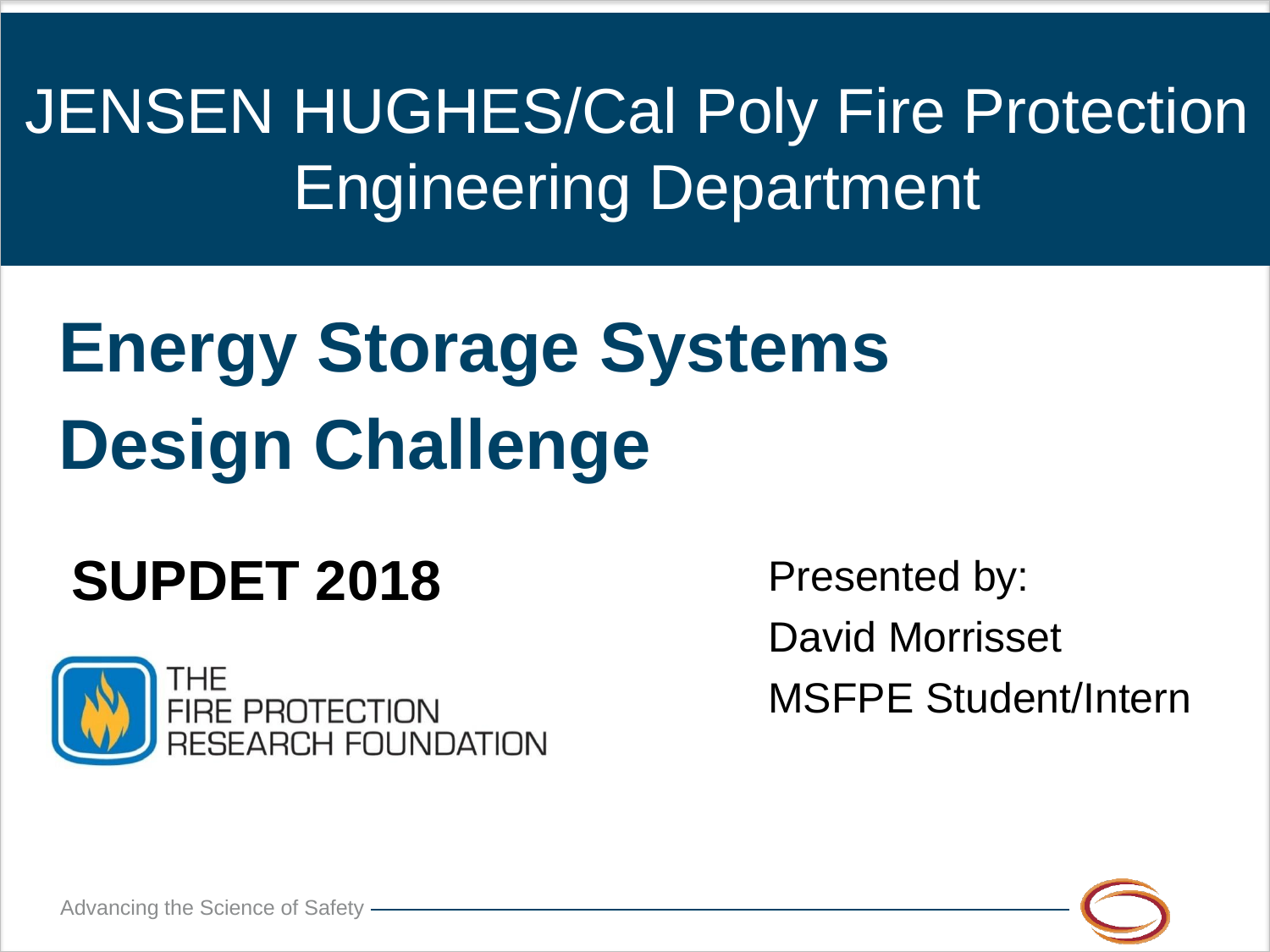# JENSEN HUGHES/Cal Poly Fire Protection Engineering Department

## Energy Storage Systems Design Challenge

**SUPDET 2018**

THE FIRE PROTECTION RESEARCH FOUNDATION

Presented by:
David Morrisset
MSFPE Student/Intern

Advancing the Science of Safety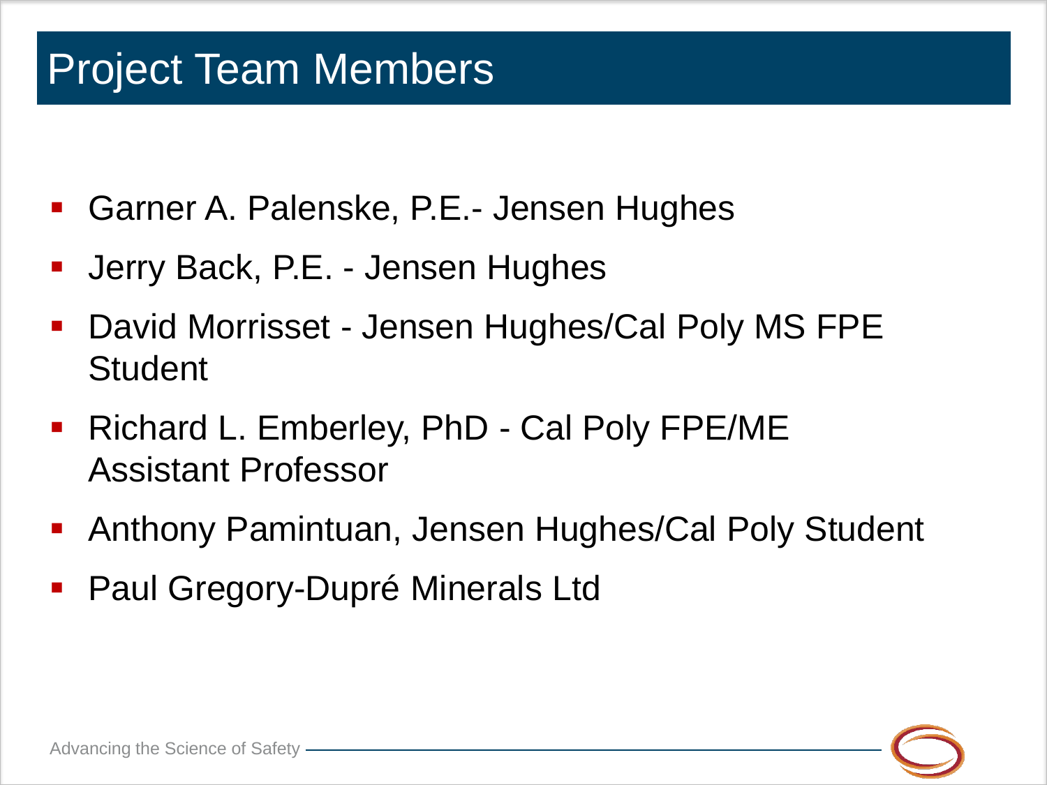# Project Team Members

- Garner A. Palenske, P.E.- Jensen Hughes
- Jerry Back, P.E. - Jensen Hughes
- David Morrisset - Jensen Hughes/Cal Poly MS FPE Student
- Richard L. Emberley, PhD - Cal Poly FPE/ME Assistant Professor
- Anthony Pamintuan, Jensen Hughes/Cal Poly Student
- Paul Gregory-Dupré Minerals Ltd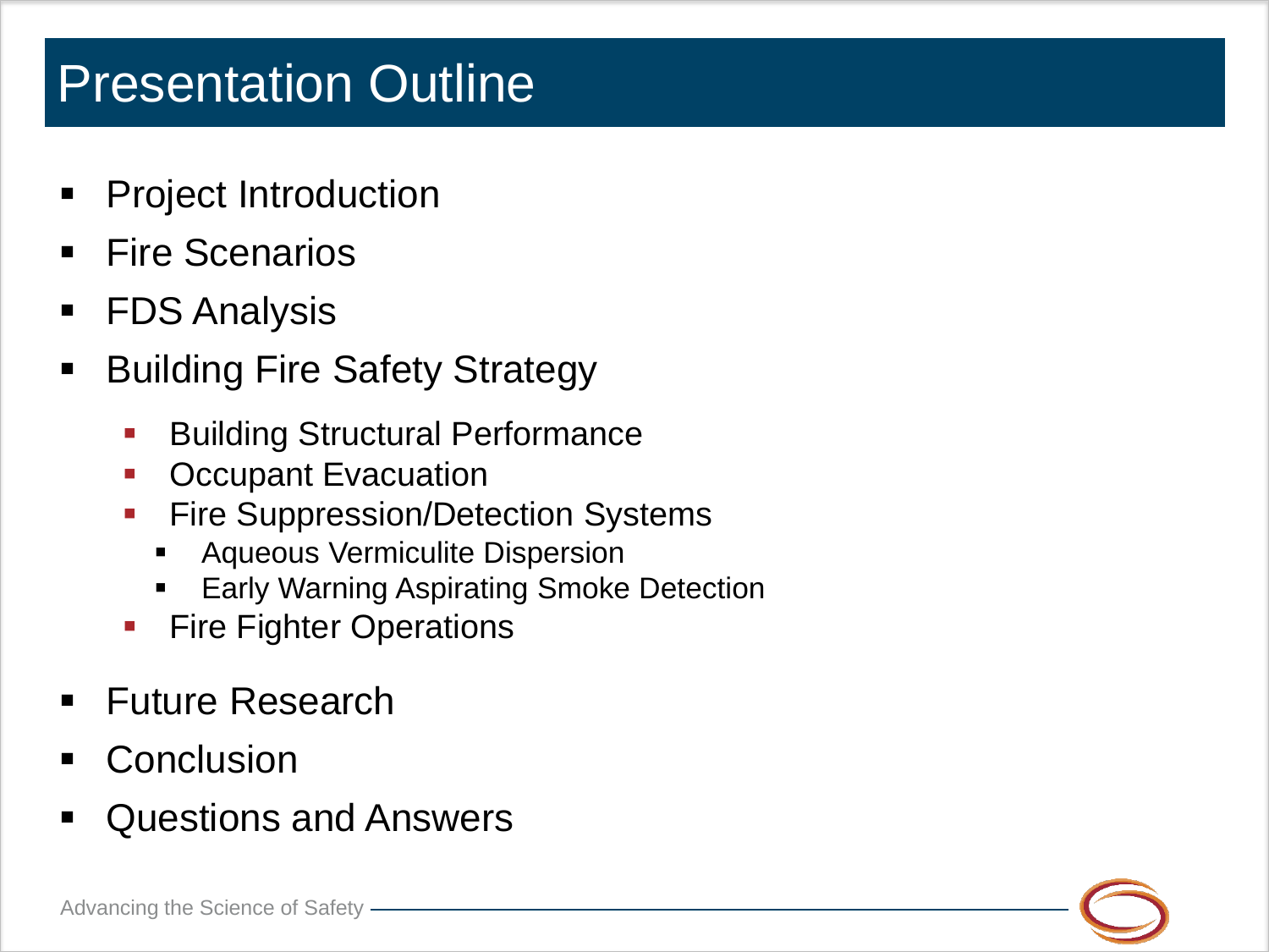# Presentation Outline

- Project Introduction
- Fire Scenarios
- FDS Analysis
- Building Fire Safety Strategy
  - Building Structural Performance
  - Occupant Evacuation
  - Fire Suppression/Detection Systems
    - Aqueous Vermiculite Dispersion
    - Early Warning Aspirating Smoke Detection
  - Fire Fighter Operations
- Future Research
- Conclusion
- Questions and Answers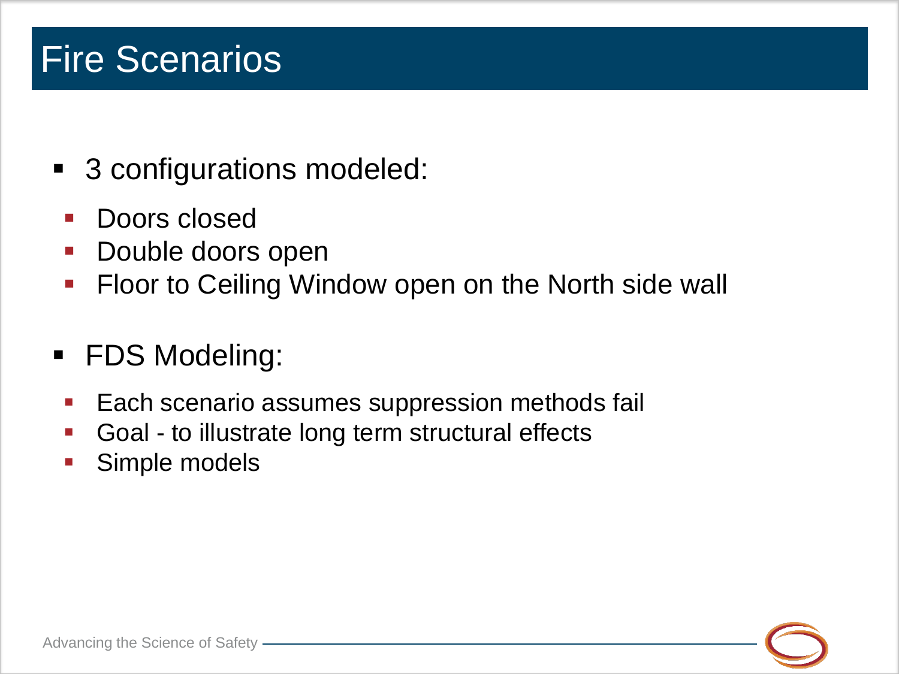# Fire Scenarios

- 3 configurations modeled:
  - Doors closed
  - Double doors open
  - Floor to Ceiling Window open on the North side wall
- FDS Modeling:
  - Each scenario assumes suppression methods fail
  - Goal - to illustrate long term structural effects
  - Simple models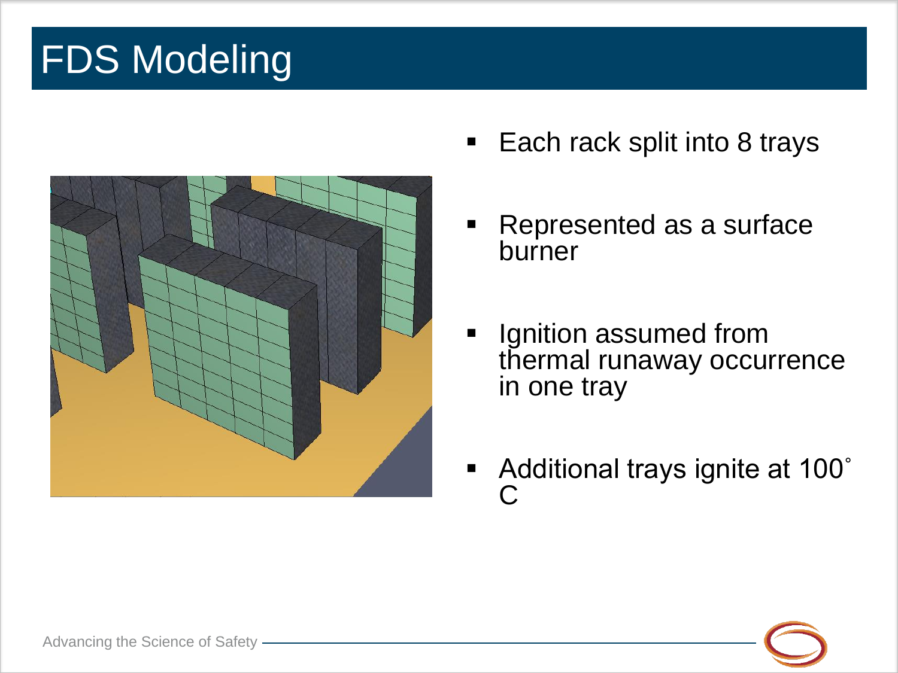# FDS Modeling

- Each rack split into 8 trays
- Represented as a surface burner
- Ignition assumed from thermal runaway occurrence in one tray
- Additional trays ignite at 100˚ C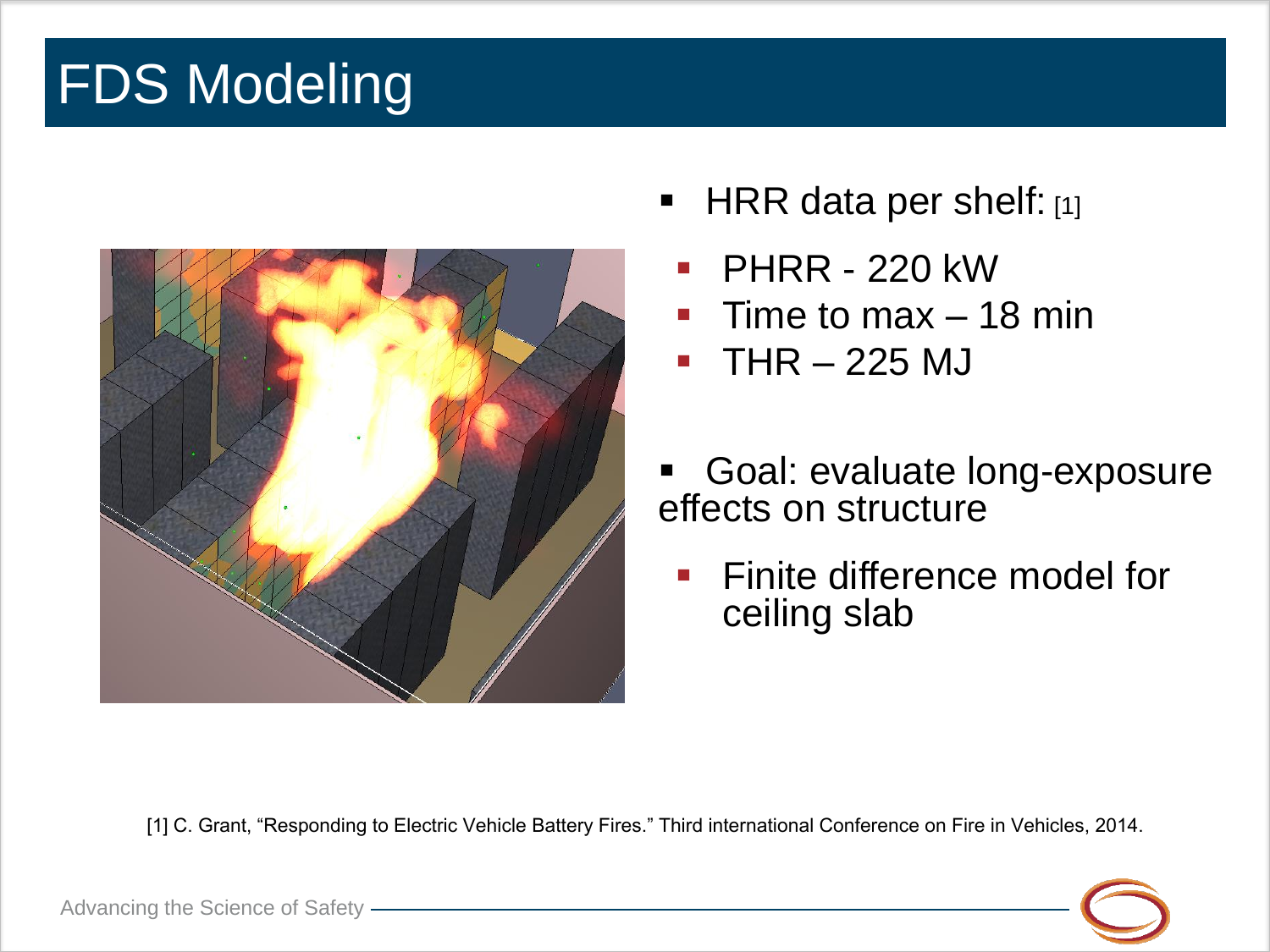# FDS Modeling

- HRR data per shelf: [1]
  - PHRR - 220 kW
  - Time to max – 18 min
  - THR – 225 MJ

- Goal: evaluate long-exposure effects on structure
  - Finite difference model for ceiling slab

[1] C. Grant, "Responding to Electric Vehicle Battery Fires." Third international Conference on Fire in Vehicles, 2014.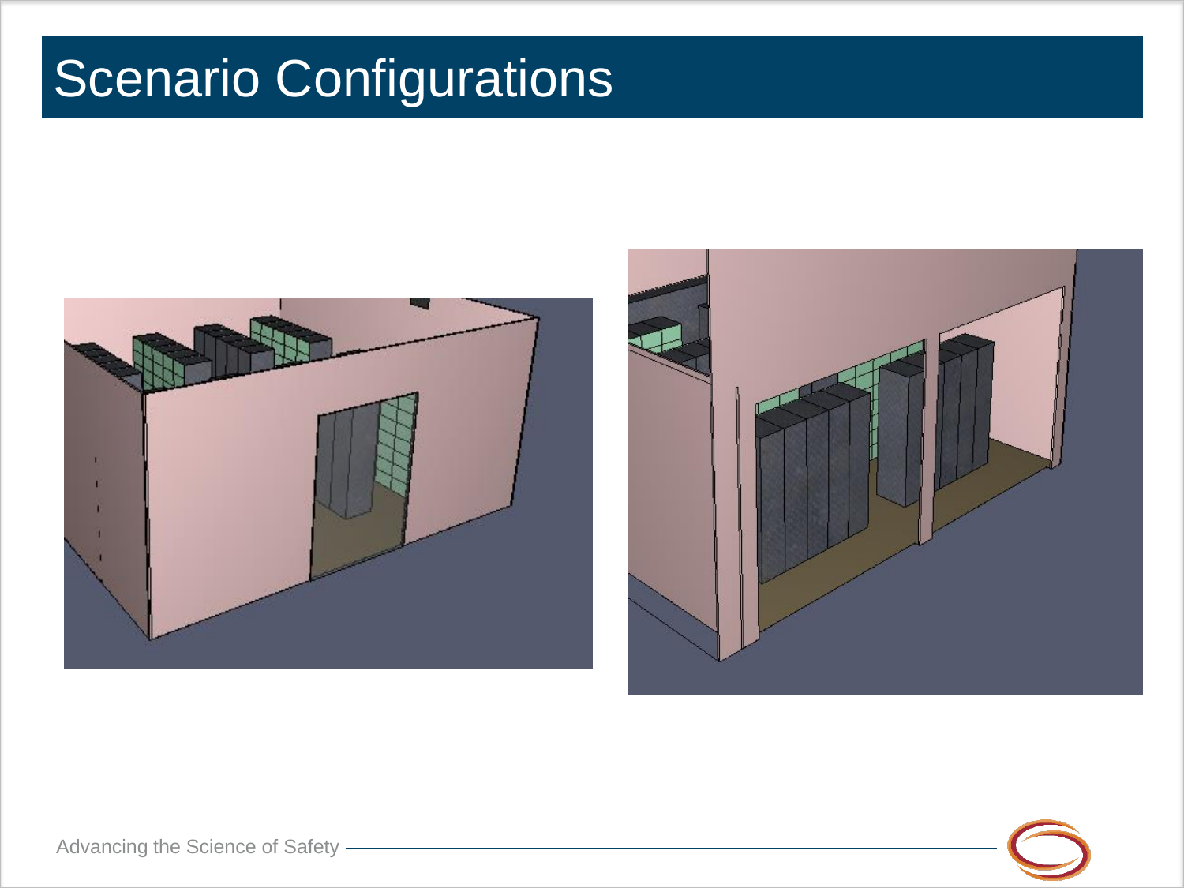# Scenario Configurations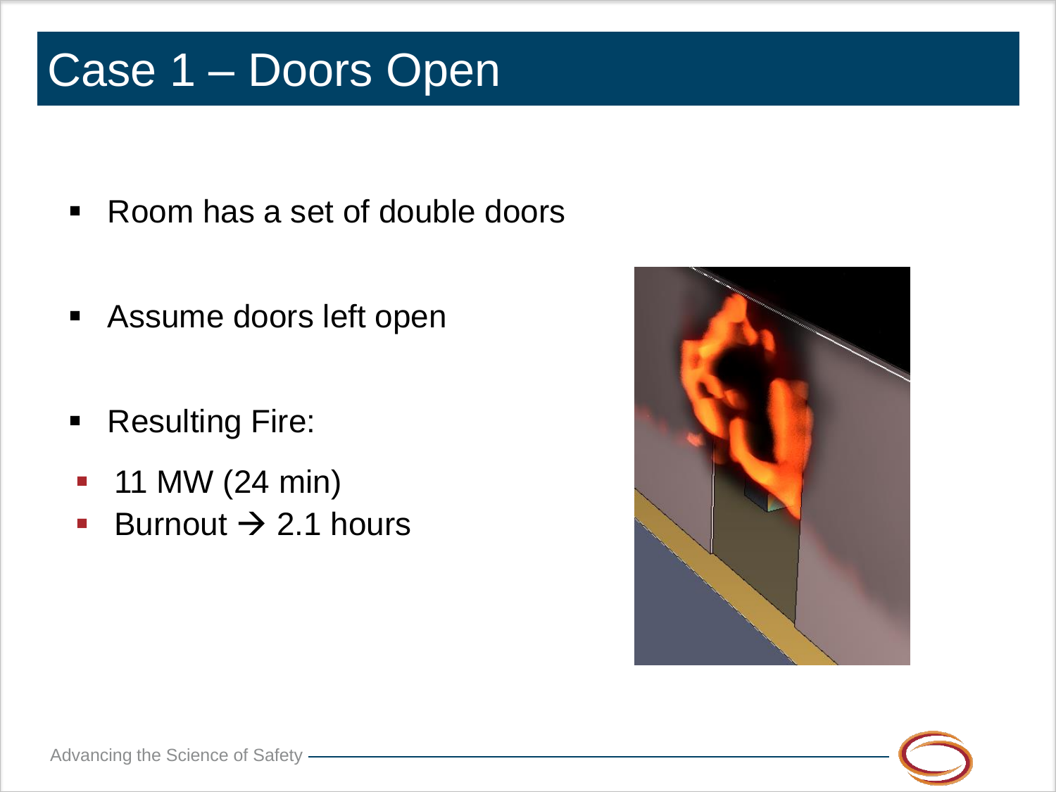# Case 1 – Doors Open

- Room has a set of double doors
- Assume doors left open
- Resulting Fire:
  - 11 MW (24 min)
  - Burnout → 2.1 hours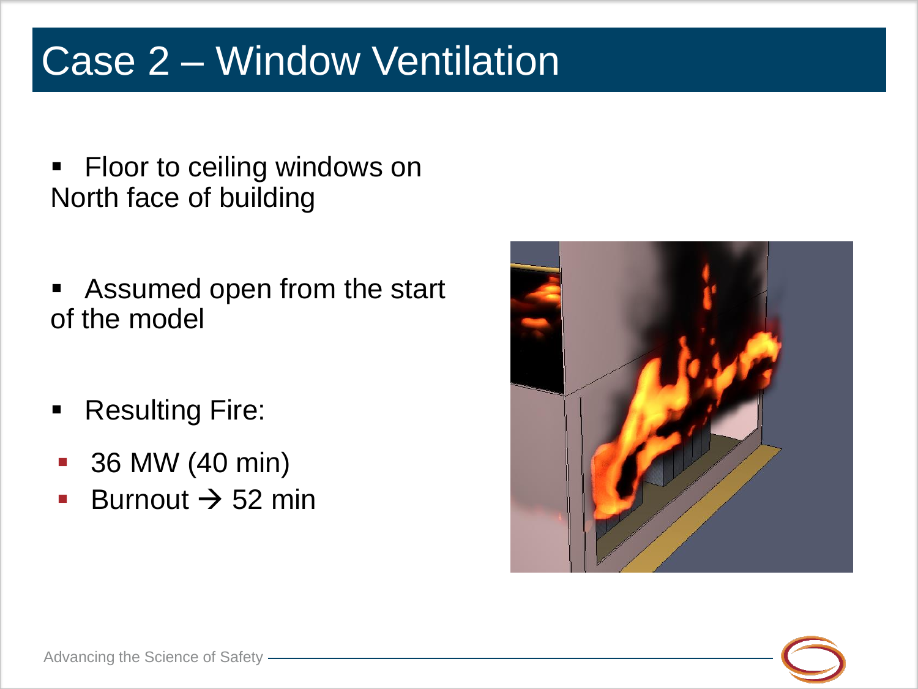# Case 2 – Window Ventilation

- Floor to ceiling windows on North face of building

- Assumed open from the start of the model

- Resulting Fire:
  - 36 MW (40 min)
  - Burnout → 52 min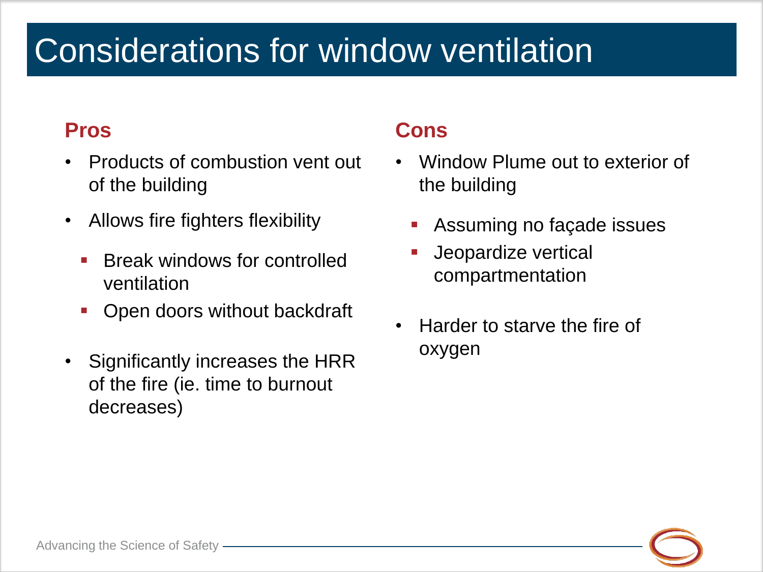# Considerations for window ventilation

## Pros

- Products of combustion vent out of the building
- Allows fire fighters flexibility
  - Break windows for controlled ventilation
  - Open doors without backdraft
- Significantly increases the HRR of the fire (ie. time to burnout decreases)

## Cons

- Window Plume out to exterior of the building
  - Assuming no façade issues
  - Jeopardize vertical compartmentation
- Harder to starve the fire of oxygen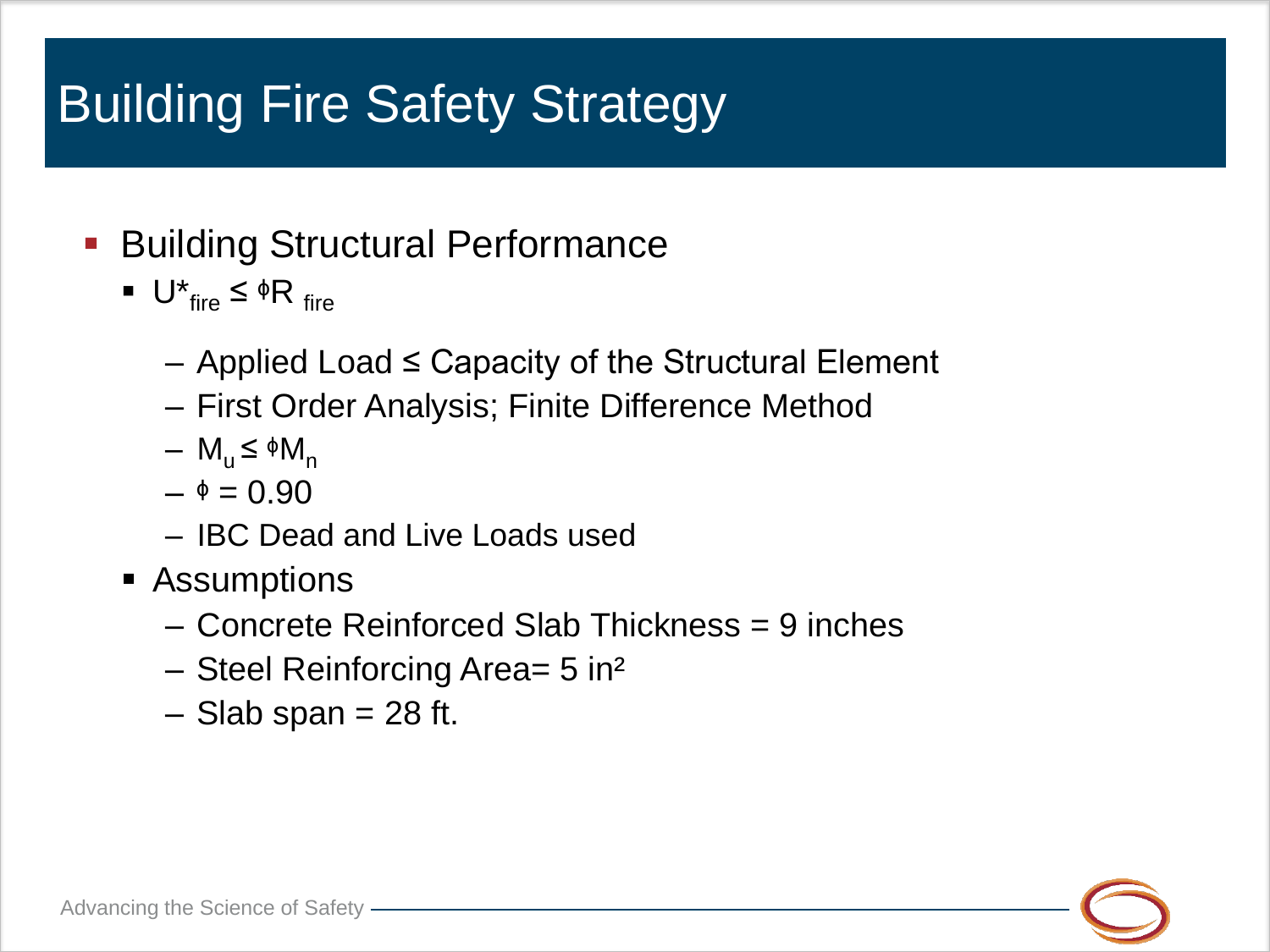# Building Fire Safety Strategy

- Building Structural Performance
  - $U^*_{fire} \leq \phi R_{fire}$
    - Applied Load ≤ Capacity of the Structural Element
    - First Order Analysis; Finite Difference Method
    - $M_u \leq \phi M_n$
    - $\phi = 0.90$
    - IBC Dead and Live Loads used
  - Assumptions
    - Concrete Reinforced Slab Thickness = 9 inches
    - Steel Reinforcing Area= 5 $in^2$
    - Slab span = 28 ft.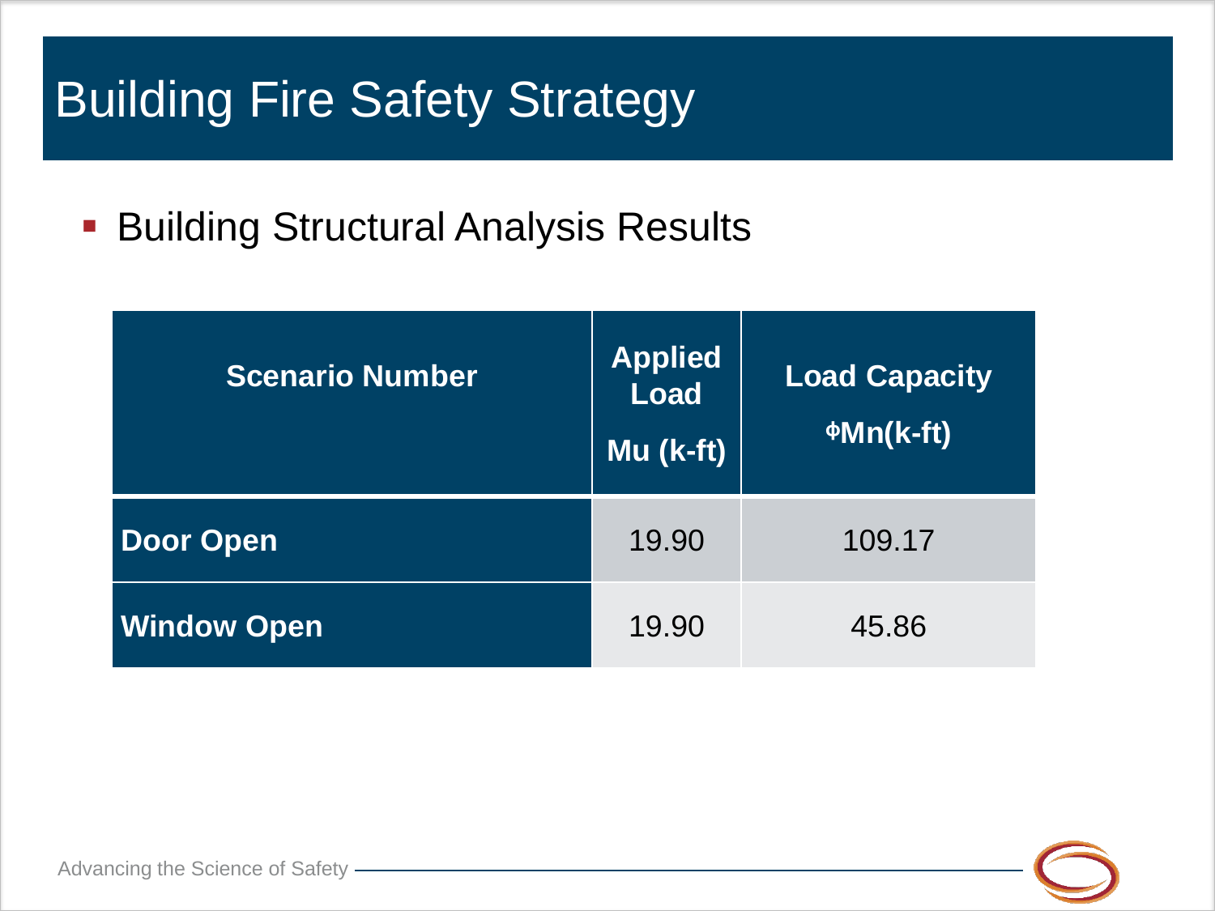# Building Fire Safety Strategy

- Building Structural Analysis Results

| Scenario Number | Applied Load Mu (k-ft) | Load Capacity ΦMn(k-ft) |
|---|---|---|
| **Door Open** | 19.90 | 109.17 |
| **Window Open** | 19.90 | 45.86 |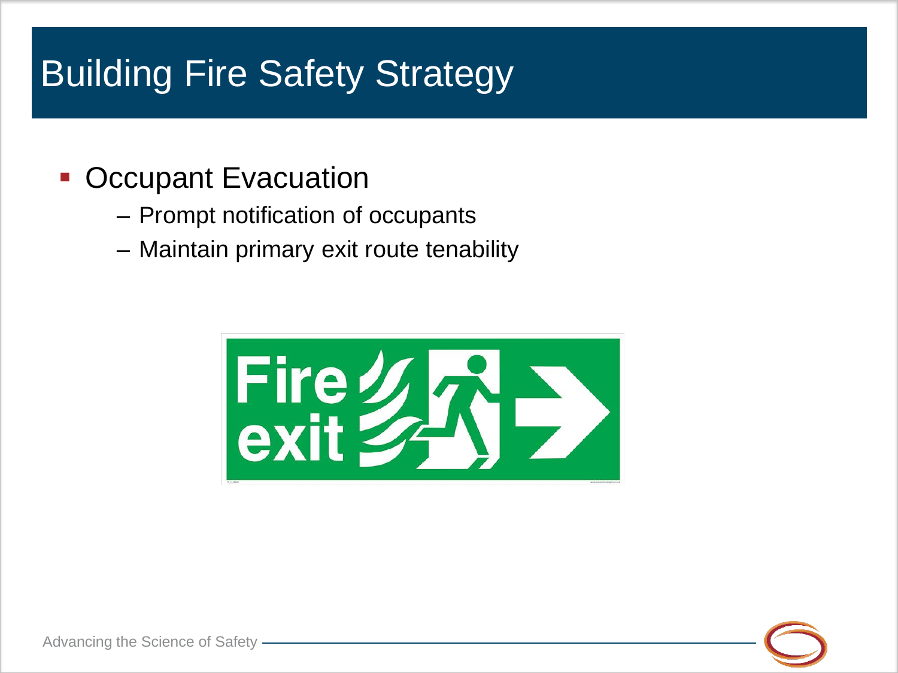# Building Fire Safety Strategy

- Occupant Evacuation
  - Prompt notification of occupants
  - Maintain primary exit route tenability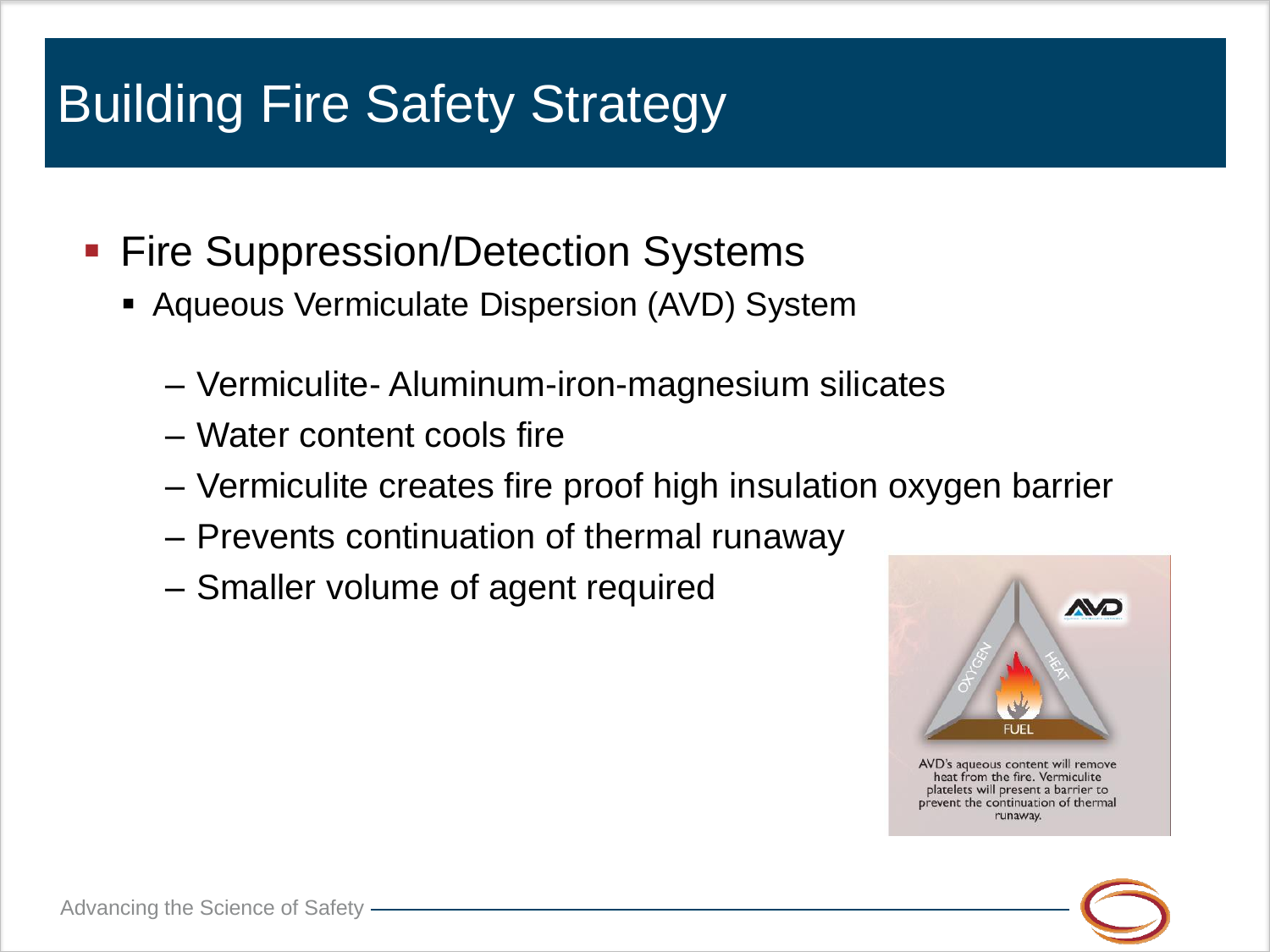# Building Fire Safety Strategy

- Fire Suppression/Detection Systems
  - Aqueous Vermiculate Dispersion (AVD) System
    - Vermiculite- Aluminum-iron-magnesium silicates
    - Water content cools fire
    - Vermiculite creates fire proof high insulation oxygen barrier
    - Prevents continuation of thermal runaway
    - Smaller volume of agent required

AVD's aqueous content will remove heat from the fire. Vermiculite platelets will present a barrier to prevent the continuation of thermal runaway.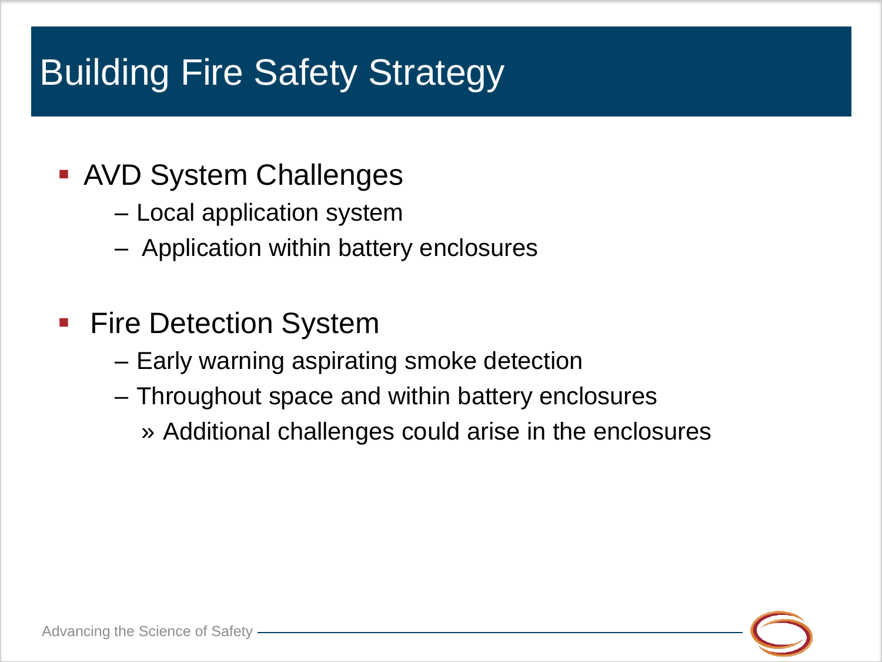# Building Fire Safety Strategy

- AVD System Challenges
  - Local application system
  - Application within battery enclosures
- Fire Detection System
  - Early warning aspirating smoke detection
  - Throughout space and within battery enclosures
    - Additional challenges could arise in the enclosures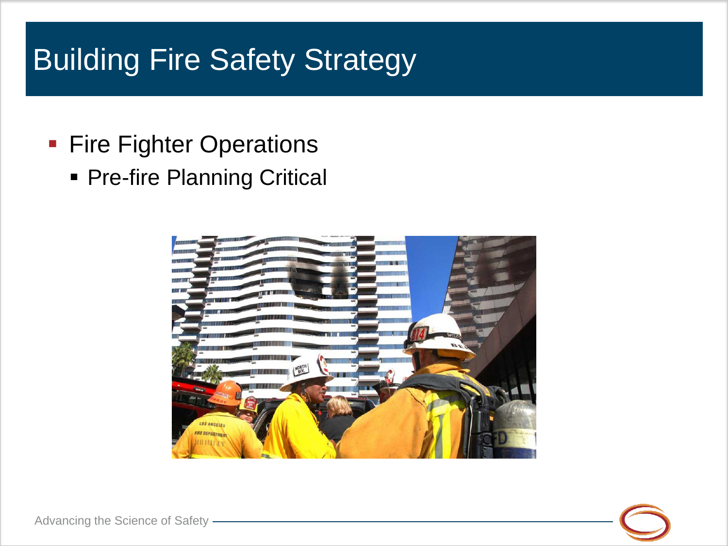# Building Fire Safety Strategy

- Fire Fighter Operations
  - Pre-fire Planning Critical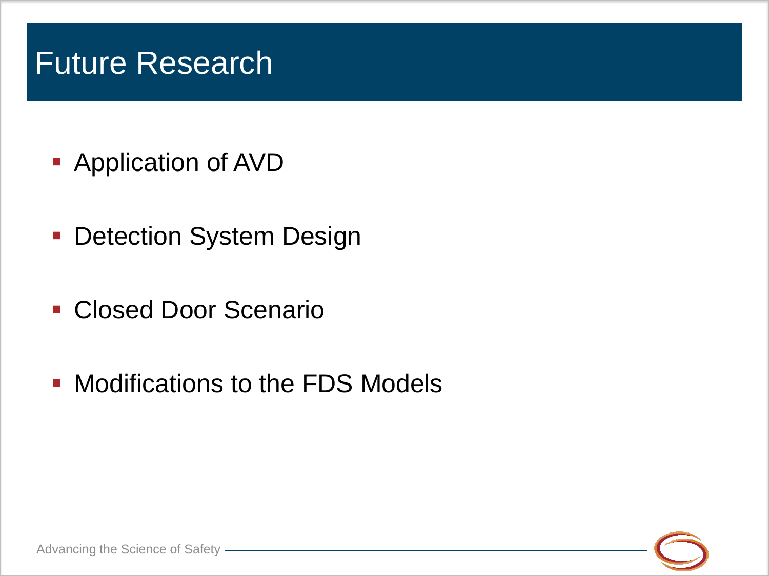# Future Research

- Application of AVD
- Detection System Design
- Closed Door Scenario
- Modifications to the FDS Models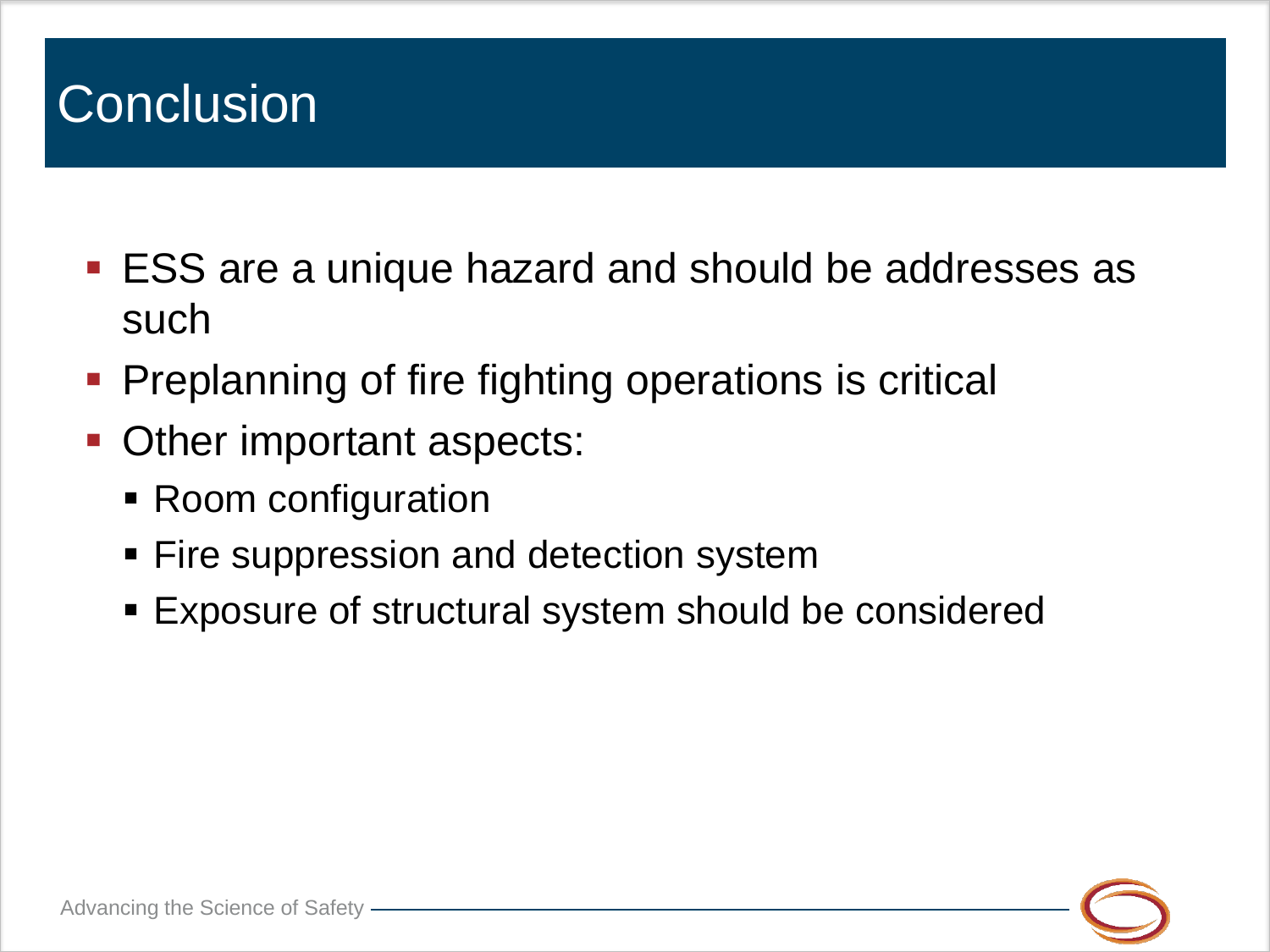# Conclusion

- ESS are a unique hazard and should be addresses as such
- Preplanning of fire fighting operations is critical
- Other important aspects:
  - Room configuration
  - Fire suppression and detection system
  - Exposure of structural system should be considered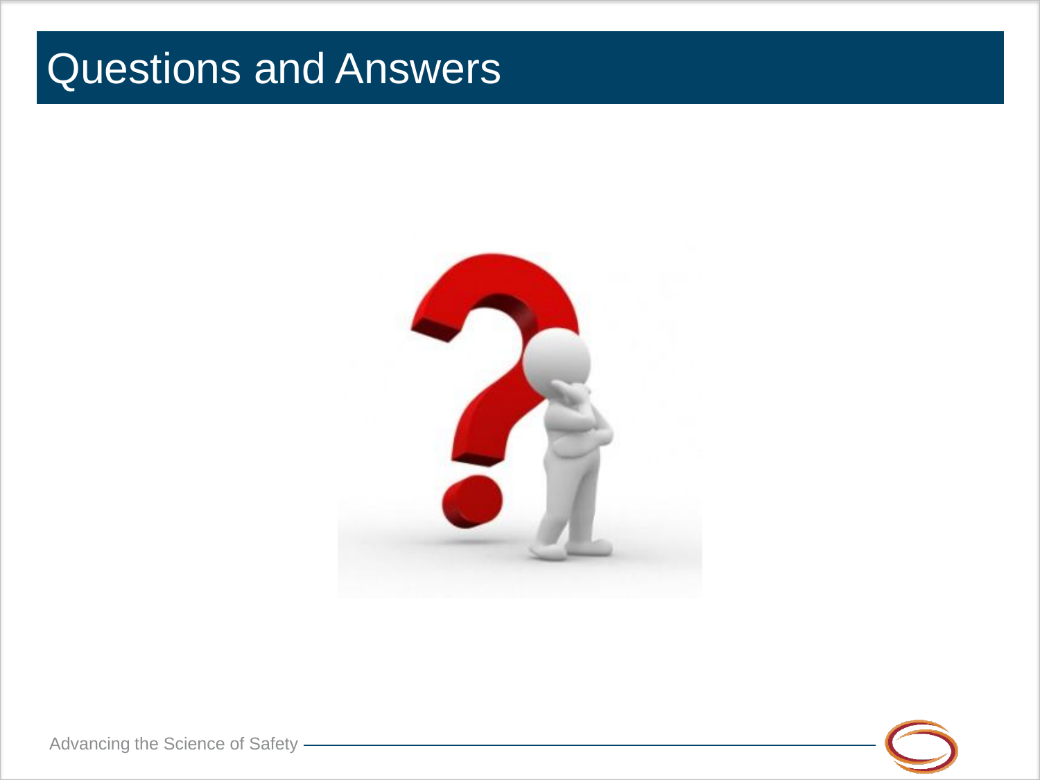# Questions and Answers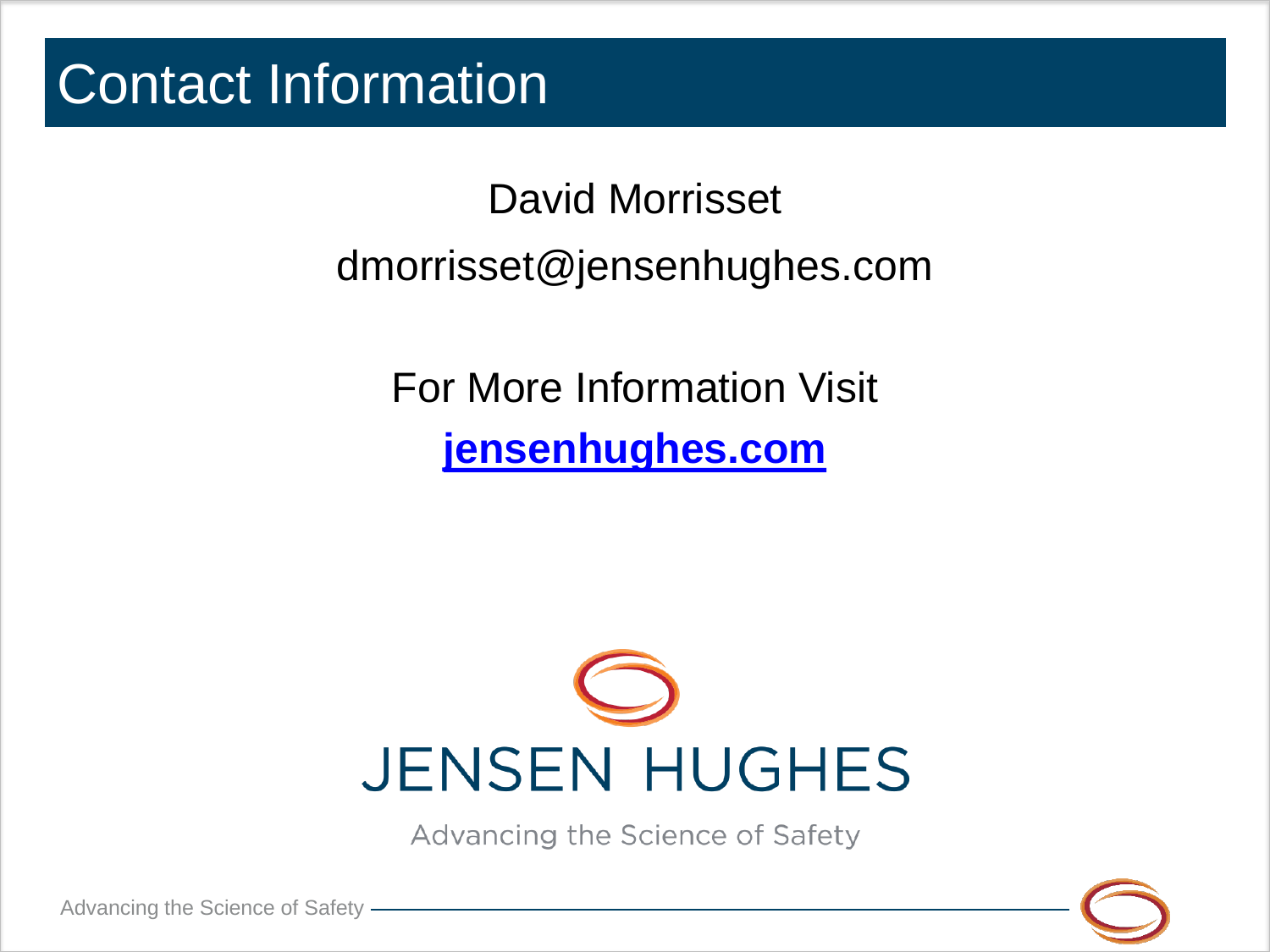# Contact Information

David Morrisset

dmorrisset@jensenhughes.com

For More Information Visit

**[jensenhughes.com](jensenhughes.com)**

JENSEN HUGHES

Advancing the Science of Safety